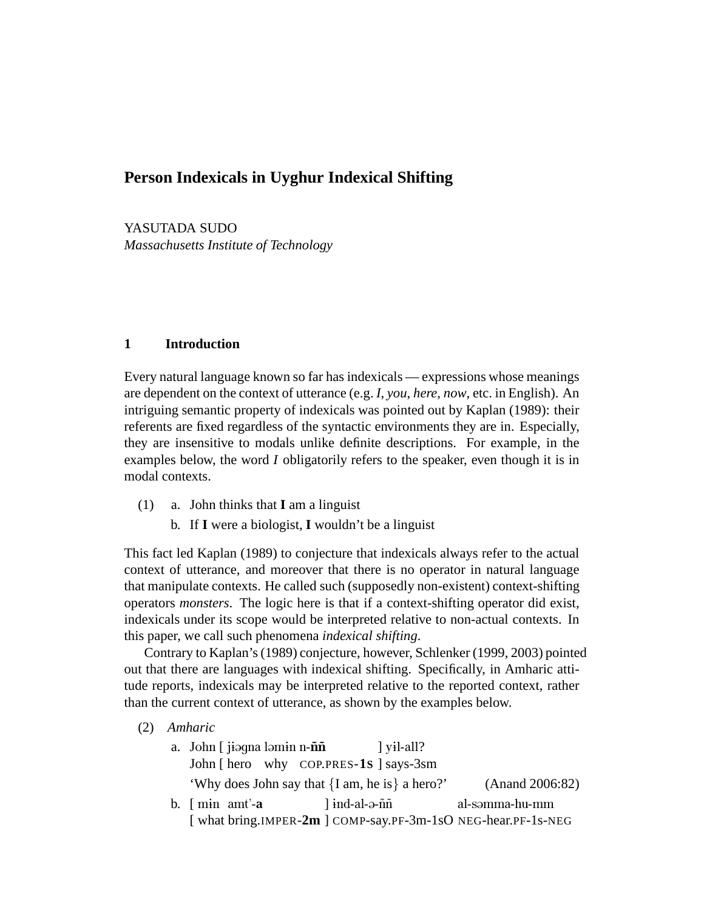# Person Indexicals in Uyghur Indexical Shifting

YASUTADA SUDO
*Massachusetts Institute of Technology*

## 1 Introduction

Every natural language known so far has indexicals — expressions whose meanings are dependent on the context of utterance (e.g. *I*, *you*, *here*, *now*, etc. in English). An intriguing semantic property of indexicals was pointed out by Kaplan (1989): their referents are fixed regardless of the syntactic environments they are in. Especially, they are insensitive to modals unlike definite descriptions. For example, in the examples below, the word *I* obligatorily refers to the speaker, even though it is in modal contexts.

(1) a. John thinks that **I** am a linguist
   b. If **I** were a biologist, **I** wouldn't be a linguist

This fact led Kaplan (1989) to conjecture that indexicals always refer to the actual context of utterance, and moreover that there is no operator in natural language that manipulate contexts. He called such (supposedly non-existent) context-shifting operators *monsters*. The logic here is that if a context-shifting operator did exist, indexicals under its scope would be interpreted relative to non-actual contexts. In this paper, we call such phenomena *indexical shifting*.

Contrary to Kaplan's (1989) conjecture, however, Schlenker (1999, 2003) pointed out that there are languages with indexical shifting. Specifically, in Amharic attitude reports, indexicals may be interpreted relative to the reported context, rather than the current context of utterance, as shown by the examples below.

(2) *Amharic*
   a. John [ jɨəgna ləmɨn n-**ññ** ] yɨl-all?
      John [ hero why COP.PRES-**1S** ] says-3sm
      'Why does John say that {I am, he is} a hero?' (Anand 2006:82)
   b. [ mɨn amt'-**a** ] ɨnd-al-ə-ññ al-səmma-hu-mm
      [ what bring.IMPER-**2m** ] COMP-say.PF-3m-1sO NEG-hear.PF-1s-NEG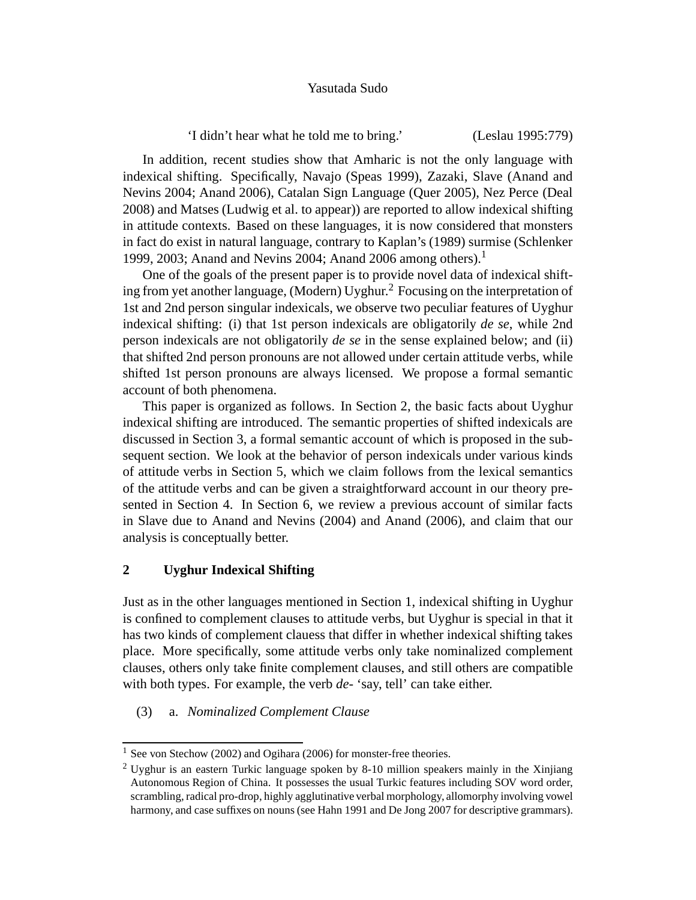'I didn't hear what he told me to bring.' (Leslau 1995:779)

In addition, recent studies show that Amharic is not the only language with indexical shifting. Specifically, Navajo (Speas 1999), Zazaki, Slave (Anand and Nevins 2004; Anand 2006), Catalan Sign Language (Quer 2005), Nez Perce (Deal 2008) and Matses (Ludwig et al. to appear)) are reported to allow indexical shifting in attitude contexts. Based on these languages, it is now considered that monsters in fact do exist in natural language, contrary to Kaplan's (1989) surmise (Schlenker 1999, 2003; Anand and Nevins 2004; Anand 2006 among others).[1]

One of the goals of the present paper is to provide novel data of indexical shifting from yet another language, (Modern) Uyghur.[2] Focusing on the interpretation of 1st and 2nd person singular indexicals, we observe two peculiar features of Uyghur indexical shifting: (i) that 1st person indexicals are obligatorily *de se*, while 2nd person indexicals are not obligatorily *de se* in the sense explained below; and (ii) that shifted 2nd person pronouns are not allowed under certain attitude verbs, while shifted 1st person pronouns are always licensed. We propose a formal semantic account of both phenomena.

This paper is organized as follows. In Section 2, the basic facts about Uyghur indexical shifting are introduced. The semantic properties of shifted indexicals are discussed in Section 3, a formal semantic account of which is proposed in the subsequent section. We look at the behavior of person indexicals under various kinds of attitude verbs in Section 5, which we claim follows from the lexical semantics of the attitude verbs and can be given a straightforward account in our theory presented in Section 4. In Section 6, we review a previous account of similar facts in Slave due to Anand and Nevins (2004) and Anand (2006), and claim that our analysis is conceptually better.

## 2 Uyghur Indexical Shifting

Just as in the other languages mentioned in Section 1, indexical shifting in Uyghur is confined to complement clauses to attitude verbs, but Uyghur is special in that it has two kinds of complement clauess that differ in whether indexical shifting takes place. More specifically, some attitude verbs only take nominalized complement clauses, others only take finite complement clauses, and still others are compatible with both types. For example, the verb *de-* 'say, tell' can take either.

(3) a. *Nominalized Complement Clause*

---

[1] See von Stechow (2002) and Ogihara (2006) for monster-free theories.

[2] Uyghur is an eastern Turkic language spoken by 8-10 million speakers mainly in the Xinjiang Autonomous Region of China. It possesses the usual Turkic features including SOV word order, scrambling, radical pro-drop, highly agglutinative verbal morphology, allomorphy involving vowel harmony, and case suffixes on nouns (see Hahn 1991 and De Jong 2007 for descriptive grammars).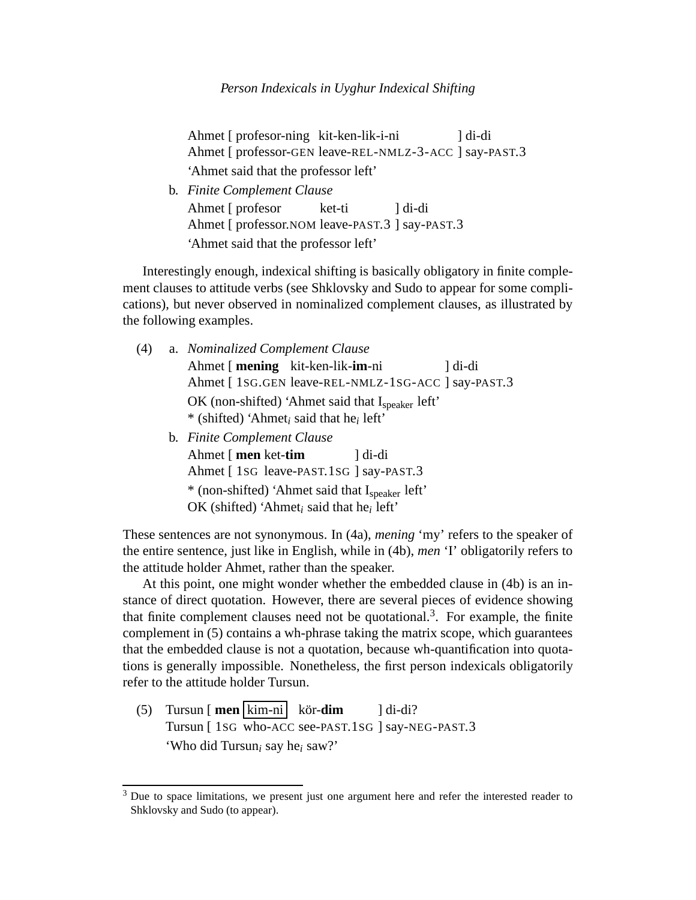Ahmet [ profesor-ning kit-ken-lik-i-ni ] di-di
Ahmet [ professor-GEN leave-REL-NMLZ-3-ACC ] say-PAST.3
'Ahmet said that the professor left'

b. *Finite Complement Clause*
Ahmet [ profesor ket-ti ] di-di
Ahmet [ professor.NOM leave-PAST.3 ] say-PAST.3
'Ahmet said that the professor left'

Interestingly enough, indexical shifting is basically obligatory in finite complement clauses to attitude verbs (see Shklovsky and Sudo to appear for some complications), but never observed in nominalized complement clauses, as illustrated by the following examples.

(4) a. *Nominalized Complement Clause*
Ahmet [ **mening** kit-ken-lik-**im**-ni ] di-di
Ahmet [ 1SG.GEN leave-REL-NMLZ-1SG-ACC ] say-PAST.3
OK (non-shifted) 'Ahmet said that $I_{\text{speaker}}$ left'
\* (shifted) 'Ahmet$_i$ said that he$_i$ left'

b. *Finite Complement Clause*
Ahmet [ **men** ket-**tim** ] di-di
Ahmet [ 1SG leave-PAST.1SG ] say-PAST.3
\* (non-shifted) 'Ahmet said that $I_{\text{speaker}}$ left'
OK (shifted) 'Ahmet$_i$ said that he$_i$ left'

These sentences are not synonymous. In (4a), *mening* 'my' refers to the speaker of the entire sentence, just like in English, while in (4b), *men* 'I' obligatorily refers to the attitude holder Ahmet, rather than the speaker.

At this point, one might wonder whether the embedded clause in (4b) is an instance of direct quotation. However, there are several pieces of evidence showing that finite complement clauses need not be quotational.[3]. For example, the finite complement in (5) contains a wh-phrase taking the matrix scope, which guarantees that the embedded clause is not a quotation, because wh-quantification into quotations is generally impossible. Nonetheless, the first person indexicals obligatorily refer to the attitude holder Tursun.

(5) Tursun [ **men** kim-ni kör-**dim** ] di-di?
Tursun [ 1SG who-ACC see-PAST.1SG ] say-NEG-PAST.3
'Who did Tursun$_i$ say he$_i$ saw?'

[3] Due to space limitations, we present just one argument here and refer the interested reader to Shklovsky and Sudo (to appear).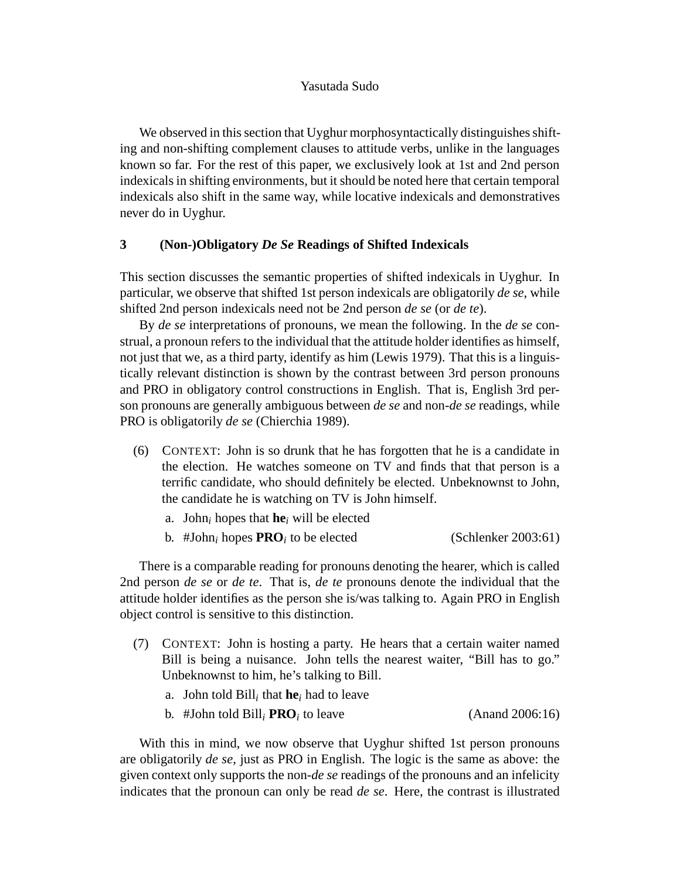We observed in this section that Uyghur morphosyntactically distinguishes shifting and non-shifting complement clauses to attitude verbs, unlike in the languages known so far. For the rest of this paper, we exclusively look at 1st and 2nd person indexicals in shifting environments, but it should be noted here that certain temporal indexicals also shift in the same way, while locative indexicals and demonstratives never do in Uyghur.

## 3 (Non-)Obligatory *De Se* Readings of Shifted Indexicals

This section discusses the semantic properties of shifted indexicals in Uyghur. In particular, we observe that shifted 1st person indexicals are obligatorily *de se*, while shifted 2nd person indexicals need not be 2nd person *de se* (or *de te*).

By *de se* interpretations of pronouns, we mean the following. In the *de se* construal, a pronoun refers to the individual that the attitude holder identifies as himself, not just that we, as a third party, identify as him (Lewis 1979). That this is a linguistically relevant distinction is shown by the contrast between 3rd person pronouns and PRO in obligatory control constructions in English. That is, English 3rd person pronouns are generally ambiguous between *de se* and non-*de se* readings, while PRO is obligatorily *de se* (Chierchia 1989).

(6) CONTEXT: John is so drunk that he has forgotten that he is a candidate in the election. He watches someone on TV and finds that that person is a terrific candidate, who should definitely be elected. Unbeknownst to John, the candidate he is watching on TV is John himself.

a. John$_i$ hopes that **he**$_i$ will be elected

b. #John$_i$ hopes **PRO**$_i$ to be elected (Schlenker 2003:61)

There is a comparable reading for pronouns denoting the hearer, which is called 2nd person *de se* or *de te*. That is, *de te* pronouns denote the individual that the attitude holder identifies as the person she is/was talking to. Again PRO in English object control is sensitive to this distinction.

(7) CONTEXT: John is hosting a party. He hears that a certain waiter named Bill is being a nuisance. John tells the nearest waiter, "Bill has to go." Unbeknownst to him, he's talking to Bill.

a. John told Bill$_i$ that **he**$_i$ had to leave

b. #John told Bill$_i$ **PRO**$_i$ to leave (Anand 2006:16)

With this in mind, we now observe that Uyghur shifted 1st person pronouns are obligatorily *de se*, just as PRO in English. The logic is the same as above: the given context only supports the non-*de se* readings of the pronouns and an infelicity indicates that the pronoun can only be read *de se*. Here, the contrast is illustrated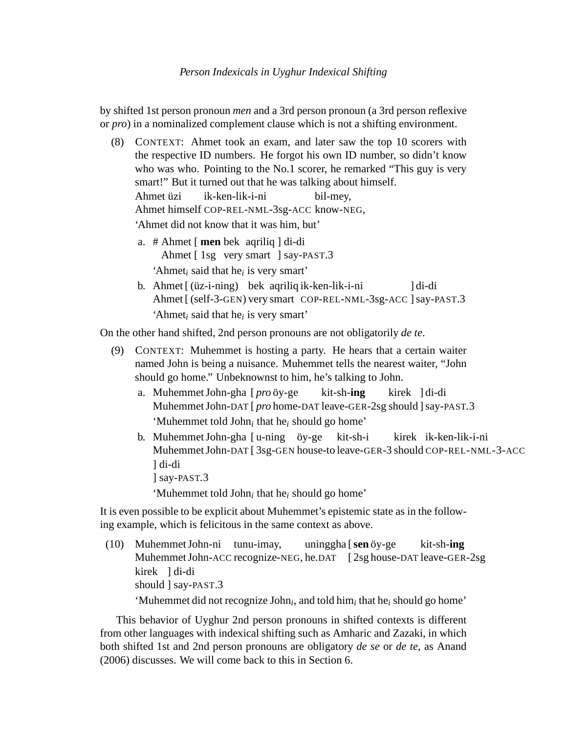by shifted 1st person pronoun *men* and a 3rd person pronoun (a 3rd person reflexive or *pro*) in a nominalized complement clause which is not a shifting environment.

(8) CONTEXT: Ahmet took an exam, and later saw the top 10 scorers with the respective ID numbers. He forgot his own ID number, so didn't know who was who. Pointing to the No.1 scorer, he remarked "This guy is very smart!" But it turned out that he was talking about himself.

Ahmet üzi ik-ken-lik-i-ni bil-mey,
Ahmet himself COP-REL-NML-3sg-ACC know-NEG,
'Ahmet did not know that it was him, but'

a. # Ahmet [ **men** bek aqriliq ] di-di
Ahmet [ 1sg very smart ] say-PAST.3
'Ahmet$_i$ said that he$_i$ is very smart'

b. Ahmet [ (üz-i-ning) bek aqriliq ik-ken-lik-i-ni ] di-di
Ahmet [ (self-3-GEN) very smart COP-REL-NML-3sg-ACC ] say-PAST.3
'Ahmet$_i$ said that he$_i$ is very smart'

On the other hand shifted, 2nd person pronouns are not obligatorily *de te*.

(9) CONTEXT: Muhemmet is hosting a party. He hears that a certain waiter named John is being a nuisance. Muhemmet tells the nearest waiter, "John should go home." Unbeknownst to him, he's talking to John.

a. Muhemmet John-gha [ *pro* öy-ge kit-sh-**ing** kirek ] di-di
Muhemmet John-DAT [ *pro* home-DAT leave-GER-2sg should ] say-PAST.3
'Muhemmet told John$_i$ that he$_i$ should go home'

b. Muhemmet John-gha [ u-ning öy-ge kit-sh-i kirek ik-ken-lik-i-ni ] di-di
Muhemmet John-DAT [ 3sg-GEN house-to leave-GER-3 should COP-REL-NML-3-ACC ] say-PAST.3
'Muhemmet told John$_i$ that he$_i$ should go home'

It is even possible to be explicit about Muhemmet's epistemic state as in the following example, which is felicitous in the same context as above.

(10) Muhemmet John-ni tunu-imay, uninggha [ **sen** öy-ge kit-sh-**ing** kirek ] di-di
Muhemmet John-ACC recognize-NEG, he.DAT [ 2sg house-DAT leave-GER-2sg should ] say-PAST.3
'Muhemmet did not recognize John$_i$, and told him$_i$ that he$_i$ should go home'

This behavior of Uyghur 2nd person pronouns in shifted contexts is different from other languages with indexical shifting such as Amharic and Zazaki, in which both shifted 1st and 2nd person pronouns are obligatory *de se* or *de te*, as Anand (2006) discusses. We will come back to this in Section 6.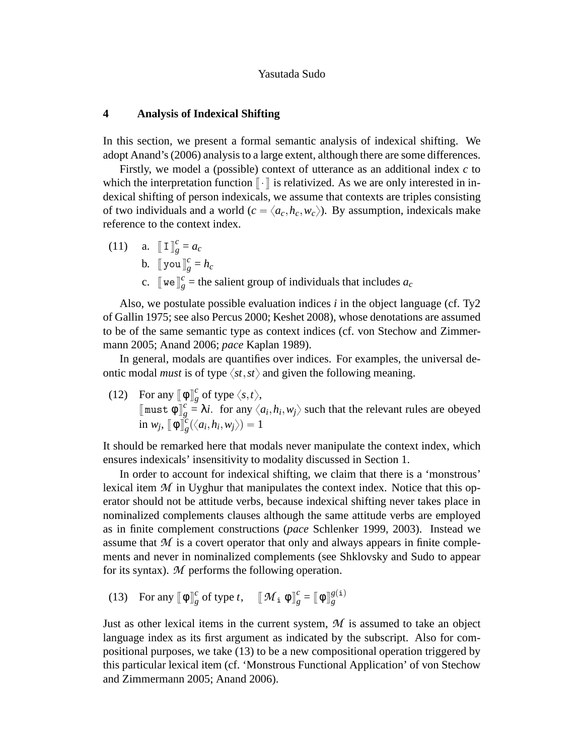## 4 Analysis of Indexical Shifting

In this section, we present a formal semantic analysis of indexical shifting. We adopt Anand's (2006) analysis to a large extent, although there are some differences.

Firstly, we model a (possible) context of utterance as an additional index $c$ to which the interpretation function $[\![\cdot]\!]$ is relativized. As we are only interested in indexical shifting of person indexicals, we assume that contexts are triples consisting of two individuals and a world ($c = \langle a_c, h_c, w_c \rangle$). By assumption, indexicals make reference to the context index.

(11) a. $[\![\texttt{I}]\!]^c_g = a_c$

b. $[\![\texttt{you}]\!]^c_g = h_c$

c. $[\![\texttt{we}]\!]^c_g$ = the salient group of individuals that includes $a_c$

Also, we postulate possible evaluation indices $i$ in the object language (cf. Ty2 of Gallin 1975; see also Percus 2000; Keshet 2008), whose denotations are assumed to be of the same semantic type as context indices (cf. von Stechow and Zimmermann 2005; Anand 2006; *pace* Kaplan 1989).

In general, modals are quantifies over indices. For examples, the universal deontic modal *must* is of type $\langle st, st \rangle$ and given the following meaning.

(12) For any $[\![\phi]\!]^c_g$ of type $\langle s, t \rangle$,
$[\![\texttt{must}\ \phi]\!]^c_g = \lambda i.$ for any $\langle a_i, h_i, w_j \rangle$ such that the relevant rules are obeyed in $w_j$, $[\![\phi]\!]^c_g(\langle a_i, h_i, w_j \rangle) = 1$

It should be remarked here that modals never manipulate the context index, which ensures indexicals' insensitivity to modality discussed in Section 1.

In order to account for indexical shifting, we claim that there is a 'monstrous' lexical item $\mathcal{M}$ in Uyghur that manipulates the context index. Notice that this operator should not be attitude verbs, because indexical shifting never takes place in nominalized complements clauses although the same attitude verbs are employed as in finite complement constructions (*pace* Schlenker 1999, 2003). Instead we assume that $\mathcal{M}$ is a covert operator that only and always appears in finite complements and never in nominalized complements (see Shklovsky and Sudo to appear for its syntax). $\mathcal{M}$ performs the following operation.

(13) For any $[\![\phi]\!]^c_g$ of type $t$, $\quad [\![\mathcal{M}_{\texttt{i}}\ \phi]\!]^c_g = [\![\phi]\!]^{g(\texttt{i})}_g$

Just as other lexical items in the current system, $\mathcal{M}$ is assumed to take an object language index as its first argument as indicated by the subscript. Also for compositional purposes, we take (13) to be a new compositional operation triggered by this particular lexical item (cf. 'Monstrous Functional Application' of von Stechow and Zimmermann 2005; Anand 2006).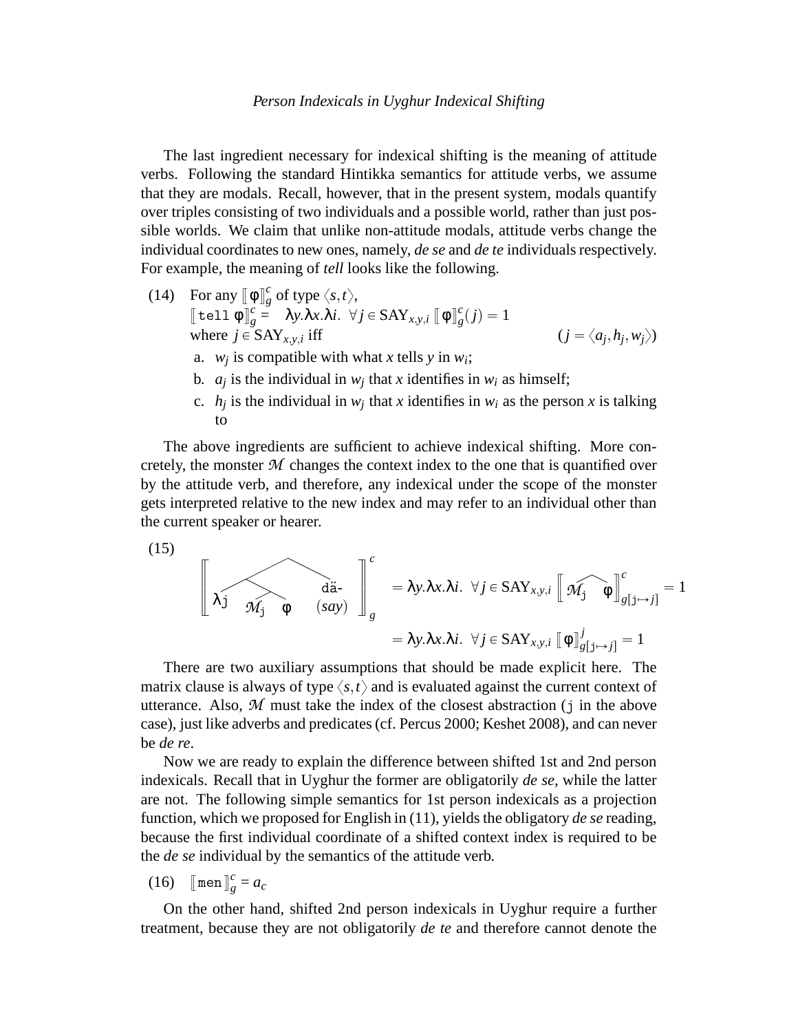The last ingredient necessary for indexical shifting is the meaning of attitude verbs. Following the standard Hintikka semantics for attitude verbs, we assume that they are modals. Recall, however, that in the present system, modals quantify over triples consisting of two individuals and a possible world, rather than just possible worlds. We claim that unlike non-attitude modals, attitude verbs change the individual coordinates to new ones, namely, *de se* and *de te* individuals respectively. For example, the meaning of *tell* looks like the following.

(14) For any $[\![\phi]\!]^c_g$ of type $\langle s,t \rangle$,
$[\![\texttt{tell}\ \phi]\!]^c_g = \lambda y.\lambda x.\lambda i.\ \forall j \in \text{SAY}_{x,y,i}\ [\![\phi]\!]^c_g(j) = 1$
where $j \in \text{SAY}_{x,y,i}$ iff $\quad (j = \langle a_j, h_j, w_j \rangle)$

a. $w_j$ is compatible with what $x$ tells $y$ in $w_i$;

b. $a_j$ is the individual in $w_j$ that $x$ identifies in $w_i$ as himself;

c. $h_j$ is the individual in $w_j$ that $x$ identifies in $w_i$ as the person $x$ is talking to

The above ingredients are sufficient to achieve indexical shifting. More concretely, the monster $\mathcal{M}$ changes the context index to the one that is quantified over by the attitude verb, and therefore, any indexical under the scope of the monster gets interpreted relative to the new index and may refer to an individual other than the current speaker or hearer.

(15)
$$\left[\!\!\left[\ [\ [\lambda \texttt{j}\ [\mathcal{M}_\texttt{j}\ \phi]]\ \text{dä- } (say)\ ]\ \right]\!\!\right]^c_g = \lambda y.\lambda x.\lambda i.\ \forall j \in \text{SAY}_{x,y,i}\ \left[\!\!\left[\ \mathcal{M}_\texttt{j}\ \phi\ \right]\!\!\right]^c_{g[\texttt{j} \mapsto j]} = 1$$
$$= \lambda y.\lambda x.\lambda i.\ \forall j \in \text{SAY}_{x,y,i}\ [\![\phi]\!]^j_{g[\texttt{j} \mapsto j]} = 1$$

There are two auxiliary assumptions that should be made explicit here. The matrix clause is always of type $\langle s,t \rangle$ and is evaluated against the current context of utterance. Also, $\mathcal{M}$ must take the index of the closest abstraction (j in the above case), just like adverbs and predicates (cf. Percus 2000; Keshet 2008), and can never be *de re*.

Now we are ready to explain the difference between shifted 1st and 2nd person indexicals. Recall that in Uyghur the former are obligatorily *de se*, while the latter are not. The following simple semantics for 1st person indexicals as a projection function, which we proposed for English in (11), yields the obligatory *de se* reading, because the first individual coordinate of a shifted context index is required to be the *de se* individual by the semantics of the attitude verb.

(16) $[\![\texttt{men}]\!]^c_g = a_c$

On the other hand, shifted 2nd person indexicals in Uyghur require a further treatment, because they are not obligatorily *de te* and therefore cannot denote the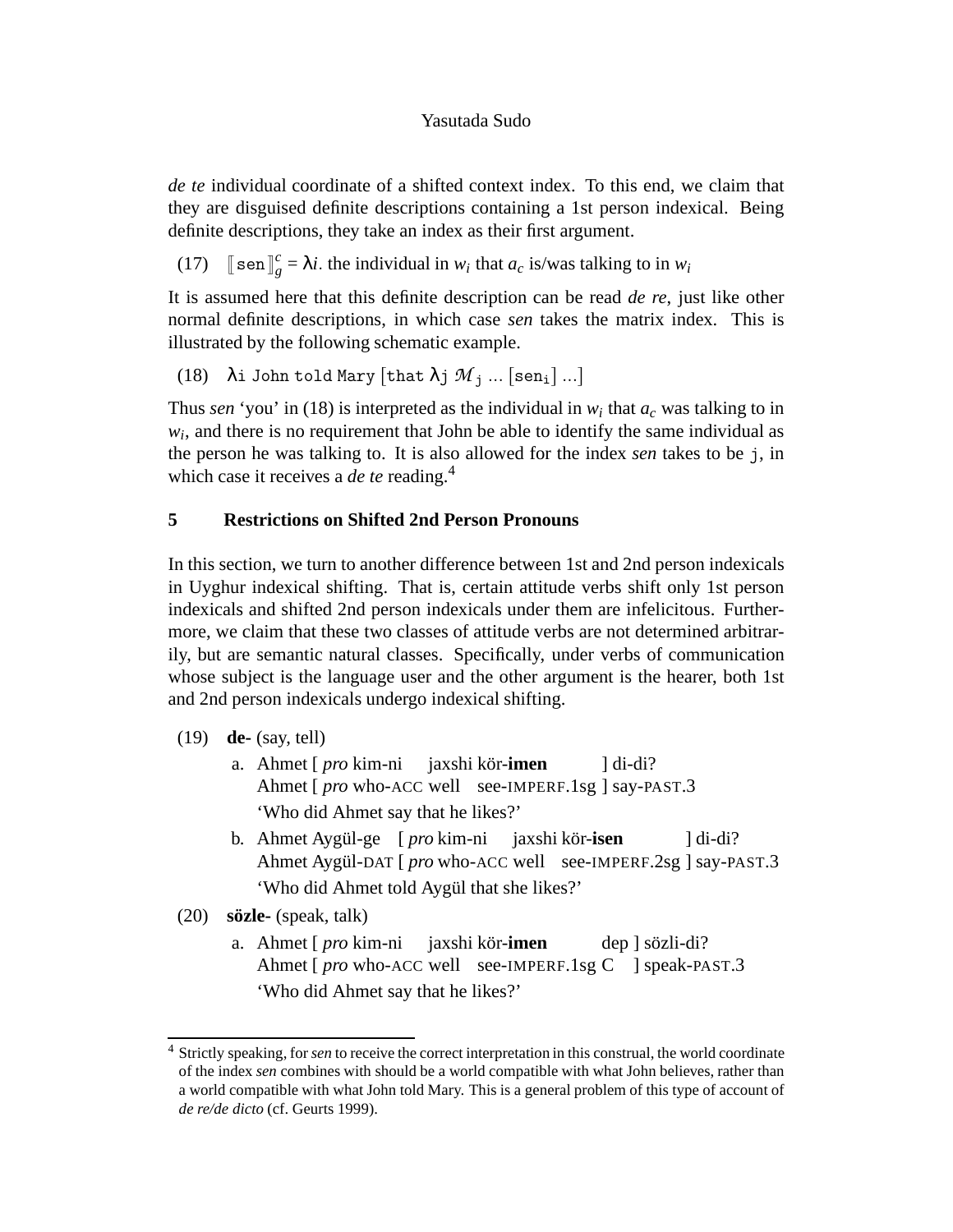*de te* individual coordinate of a shifted context index. To this end, we claim that they are disguised definite descriptions containing a 1st person indexical. Being definite descriptions, they take an index as their first argument.

(17) $[\![\texttt{sen}]\!]^c_g = \lambda i$. the individual in $w_i$ that $a_c$ is/was talking to in $w_i$

It is assumed here that this definite description can be read *de re*, just like other normal definite descriptions, in which case *sen* takes the matrix index. This is illustrated by the following schematic example.

(18) $\lambda$i John told Mary [that $\lambda$j $\mathcal{M}_{\texttt{j}}$ ... [sen$_{\texttt{i}}$] ...]

Thus *sen* 'you' in (18) is interpreted as the individual in $w_i$ that $a_c$ was talking to in $w_i$, and there is no requirement that John be able to identify the same individual as the person he was talking to. It is also allowed for the index *sen* takes to be j, in which case it receives a *de te* reading.[4]

## 5 Restrictions on Shifted 2nd Person Pronouns

In this section, we turn to another difference between 1st and 2nd person indexicals in Uyghur indexical shifting. That is, certain attitude verbs shift only 1st person indexicals and shifted 2nd person indexicals under them are infelicitous. Furthermore, we claim that these two classes of attitude verbs are not determined arbitrarily, but are semantic natural classes. Specifically, under verbs of communication whose subject is the language user and the other argument is the hearer, both 1st and 2nd person indexicals undergo indexical shifting.

(19) **de-** (say, tell)

a. Ahmet [ *pro* kim-ni jaxshi kör-**imen** ] di-di?
   Ahmet [ *pro* who-ACC well see-IMPERF.1sg ] say-PAST.3
   'Who did Ahmet say that he likes?'

b. Ahmet Aygül-ge [ *pro* kim-ni jaxshi kör-**isen** ] di-di?
   Ahmet Aygül-DAT [ *pro* who-ACC well see-IMPERF.2sg ] say-PAST.3
   'Who did Ahmet told Aygül that she likes?'

(20) **sözle-** (speak, talk)

a. Ahmet [ *pro* kim-ni jaxshi kör-**imen** dep ] sözli-di?
   Ahmet [ *pro* who-ACC well see-IMPERF.1sg C ] speak-PAST.3
   'Who did Ahmet say that he likes?'

[4] Strictly speaking, for *sen* to receive the correct interpretation in this construal, the world coordinate of the index *sen* combines with should be a world compatible with what John believes, rather than a world compatible with what John told Mary. This is a general problem of this type of account of *de re/de dicto* (cf. Geurts 1999).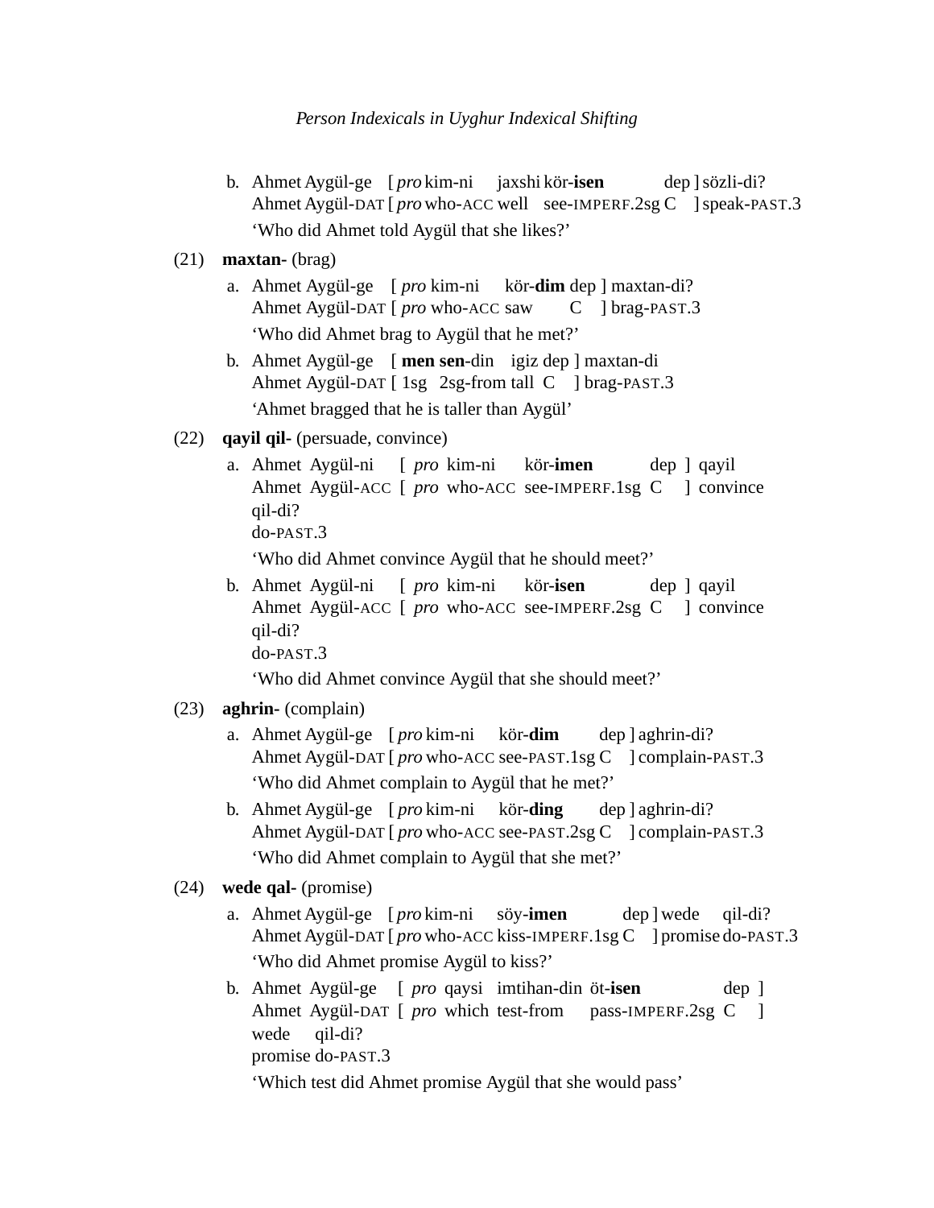b. Ahmet Aygül-ge [ *pro* kim-ni jaxshi kör-**isen** dep ] sözli-di?
   Ahmet Aygül-DAT [ *pro* who-ACC well see-IMPERF.2sg C ] speak-PAST.3
   'Who did Ahmet told Aygül that she likes?'

(21) **maxtan-** (brag)

a. Ahmet Aygül-ge [ *pro* kim-ni kör-**dim** dep ] maxtan-di?
   Ahmet Aygül-DAT [ *pro* who-ACC saw C ] brag-PAST.3
   'Who did Ahmet brag to Aygül that he met?'

b. Ahmet Aygül-ge [ **men sen**-din igiz dep ] maxtan-di
   Ahmet Aygül-DAT [ 1sg 2sg-from tall C ] brag-PAST.3
   'Ahmet bragged that he is taller than Aygül'

(22) **qayil qil-** (persuade, convince)

a. Ahmet Aygül-ni [ *pro* kim-ni kör-**imen** dep ] qayil qil-di?
   Ahmet Aygül-ACC [ *pro* who-ACC see-IMPERF.1sg C ] convince do-PAST.3
   'Who did Ahmet convince Aygül that he should meet?'

b. Ahmet Aygül-ni [ *pro* kim-ni kör-**isen** dep ] qayil qil-di?
   Ahmet Aygül-ACC [ *pro* who-ACC see-IMPERF.2sg C ] convince do-PAST.3
   'Who did Ahmet convince Aygül that she should meet?'

(23) **aghrin-** (complain)

a. Ahmet Aygül-ge [ *pro* kim-ni kör-**dim** dep ] aghrin-di?
   Ahmet Aygül-DAT [ *pro* who-ACC see-PAST.1sg C ] complain-PAST.3
   'Who did Ahmet complain to Aygül that he met?'

b. Ahmet Aygül-ge [ *pro* kim-ni kör-**ding** dep ] aghrin-di?
   Ahmet Aygül-DAT [ *pro* who-ACC see-PAST.2sg C ] complain-PAST.3
   'Who did Ahmet complain to Aygül that she met?'

(24) **wede qal-** (promise)

a. Ahmet Aygül-ge [ *pro* kim-ni söy-**imen** dep ] wede qil-di?
   Ahmet Aygül-DAT [ *pro* who-ACC kiss-IMPERF.1sg C ] promise do-PAST.3
   'Who did Ahmet promise Aygül to kiss?'

b. Ahmet Aygül-ge [ *pro* qaysi imtihan-din öt-**isen** dep ] wede qil-di?
   Ahmet Aygül-DAT [ *pro* which test-from pass-IMPERF.2sg C ] promise do-PAST.3
   'Which test did Ahmet promise Aygül that she would pass'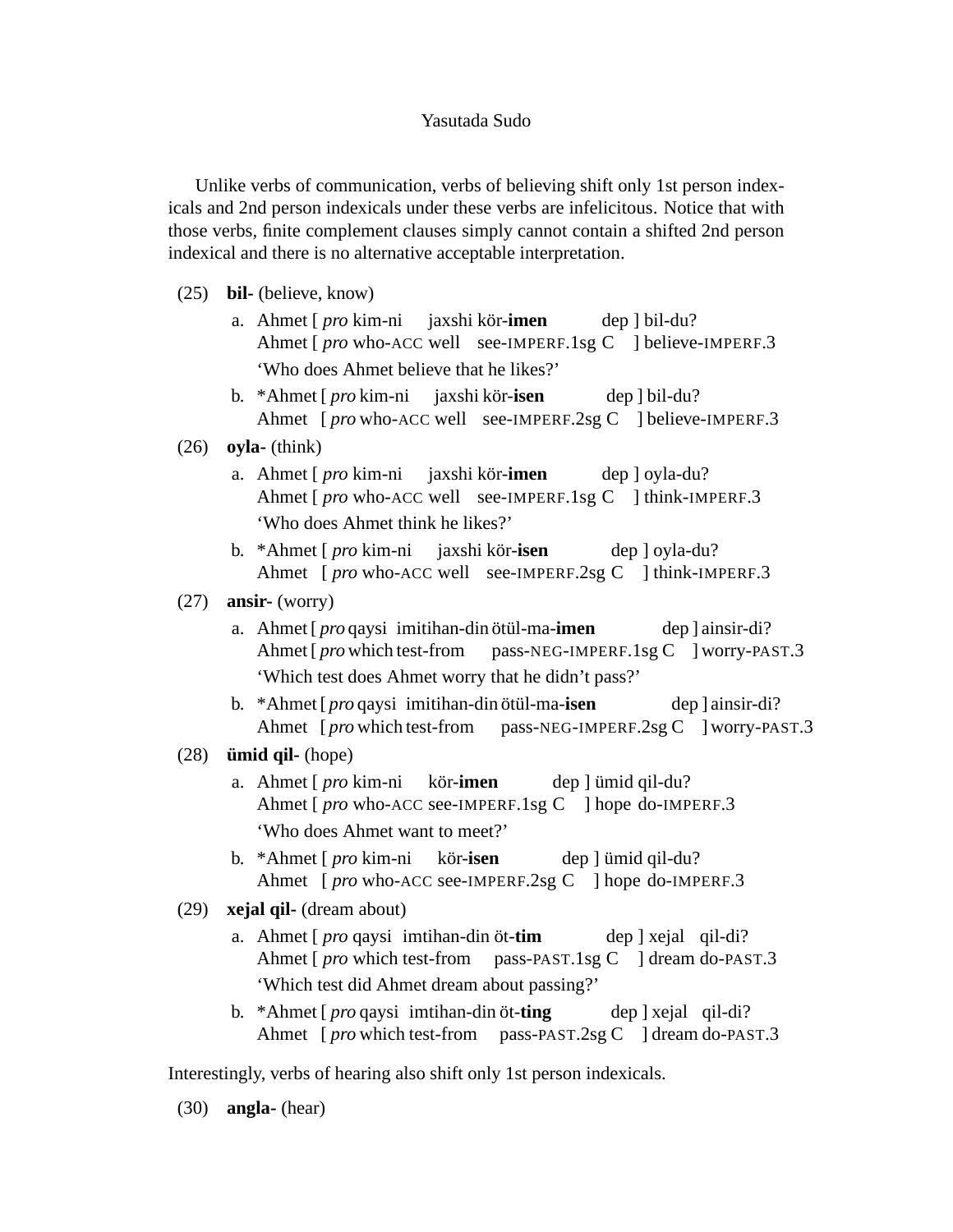Unlike verbs of communication, verbs of believing shift only 1st person indexicals and 2nd person indexicals under these verbs are infelicitous. Notice that with those verbs, finite complement clauses simply cannot contain a shifted 2nd person indexical and there is no alternative acceptable interpretation.

(25) **bil-** (believe, know)

a. Ahmet [ *pro* kim-ni jaxshi kör-**imen** dep ] bil-du?
   Ahmet [ *pro* who-ACC well see-IMPERF.1sg C ] believe-IMPERF.3
   'Who does Ahmet believe that he likes?'

b. *Ahmet [ *pro* kim-ni jaxshi kör-**isen** dep ] bil-du?
   Ahmet [ *pro* who-ACC well see-IMPERF.2sg C ] believe-IMPERF.3

(26) **oyla-** (think)

a. Ahmet [ *pro* kim-ni jaxshi kör-**imen** dep ] oyla-du?
   Ahmet [ *pro* who-ACC well see-IMPERF.1sg C ] think-IMPERF.3
   'Who does Ahmet think he likes?'

b. *Ahmet [ *pro* kim-ni jaxshi kör-**isen** dep ] oyla-du?
   Ahmet [ *pro* who-ACC well see-IMPERF.2sg C ] think-IMPERF.3

(27) **ansir-** (worry)

a. Ahmet [ *pro* qaysi imitihan-din ötül-ma-**imen** dep ] ainsir-di?
   Ahmet [ *pro* which test-from pass-NEG-IMPERF.1sg C ] worry-PAST.3
   'Which test does Ahmet worry that he didn't pass?'

b. *Ahmet [ *pro* qaysi imitihan-din ötül-ma-**isen** dep ] ainsir-di?
   Ahmet [ *pro* which test-from pass-NEG-IMPERF.2sg C ] worry-PAST.3

(28) **ümid qil-** (hope)

a. Ahmet [ *pro* kim-ni kör-**imen** dep ] ümid qil-du?
   Ahmet [ *pro* who-ACC see-IMPERF.1sg C ] hope do-IMPERF.3
   'Who does Ahmet want to meet?'

b. *Ahmet [ *pro* kim-ni kör-**isen** dep ] ümid qil-du?
   Ahmet [ *pro* who-ACC see-IMPERF.2sg C ] hope do-IMPERF.3

(29) **xejal qil-** (dream about)

a. Ahmet [ *pro* qaysi imtihan-din öt-**tim** dep ] xejal qil-di?
   Ahmet [ *pro* which test-from pass-PAST.1sg C ] dream do-PAST.3
   'Which test did Ahmet dream about passing?'

b. *Ahmet [ *pro* qaysi imtihan-din öt-**ting** dep ] xejal qil-di?
   Ahmet [ *pro* which test-from pass-PAST.2sg C ] dream do-PAST.3

Interestingly, verbs of hearing also shift only 1st person indexicals.

(30) **angla-** (hear)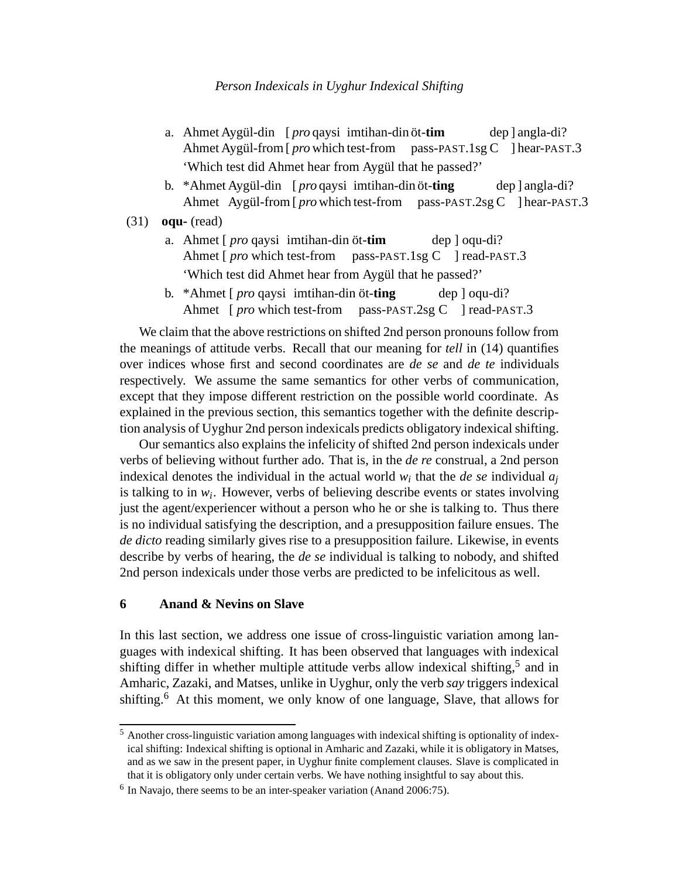a. Ahmet Aygül-din [ *pro* qaysi imtihan-din öt-**tim** dep ] angla-di?
   Ahmet Aygül-from [ *pro* which test-from pass-PAST.1sg C ] hear-PAST.3
   'Which test did Ahmet hear from Aygül that he passed?'

b. *Ahmet Aygül-din [ *pro* qaysi imtihan-din öt-**ting** dep ] angla-di?
   Ahmet Aygül-from [ *pro* which test-from pass-PAST.2sg C ] hear-PAST.3

(31) **oqu-** (read)

a. Ahmet [ *pro* qaysi imtihan-din öt-**tim** dep ] oqu-di?
   Ahmet [ *pro* which test-from pass-PAST.1sg C ] read-PAST.3
   'Which test did Ahmet hear from Aygül that he passed?'

b. *Ahmet [ *pro* qaysi imtihan-din öt-**ting** dep ] oqu-di?
   Ahmet [ *pro* which test-from pass-PAST.2sg C ] read-PAST.3

We claim that the above restrictions on shifted 2nd person pronouns follow from the meanings of attitude verbs. Recall that our meaning for *tell* in (14) quantifies over indices whose first and second coordinates are *de se* and *de te* individuals respectively. We assume the same semantics for other verbs of communication, except that they impose different restriction on the possible world coordinate. As explained in the previous section, this semantics together with the definite description analysis of Uyghur 2nd person indexicals predicts obligatory indexical shifting.

Our semantics also explains the infelicity of shifted 2nd person indexicals under verbs of believing without further ado. That is, in the *de re* construal, a 2nd person indexical denotes the individual in the actual world $w_i$ that the *de se* individual $a_j$ is talking to in $w_i$. However, verbs of believing describe events or states involving just the agent/experiencer without a person who he or she is talking to. Thus there is no individual satisfying the description, and a presupposition failure ensues. The *de dicto* reading similarly gives rise to a presupposition failure. Likewise, in events describe by verbs of hearing, the *de se* individual is talking to nobody, and shifted 2nd person indexicals under those verbs are predicted to be infelicitous as well.

## 6 Anand & Nevins on Slave

In this last section, we address one issue of cross-linguistic variation among languages with indexical shifting. It has been observed that languages with indexical shifting differ in whether multiple attitude verbs allow indexical shifting,[5] and in Amharic, Zazaki, and Matses, unlike in Uyghur, only the verb *say* triggers indexical shifting.[6] At this moment, we only know of one language, Slave, that allows for

[5] Another cross-linguistic variation among languages with indexical shifting is optionality of indexical shifting: Indexical shifting is optional in Amharic and Zazaki, while it is obligatory in Matses, and as we saw in the present paper, in Uyghur finite complement clauses. Slave is complicated in that it is obligatory only under certain verbs. We have nothing insightful to say about this.

[6] In Navajo, there seems to be an inter-speaker variation (Anand 2006:75).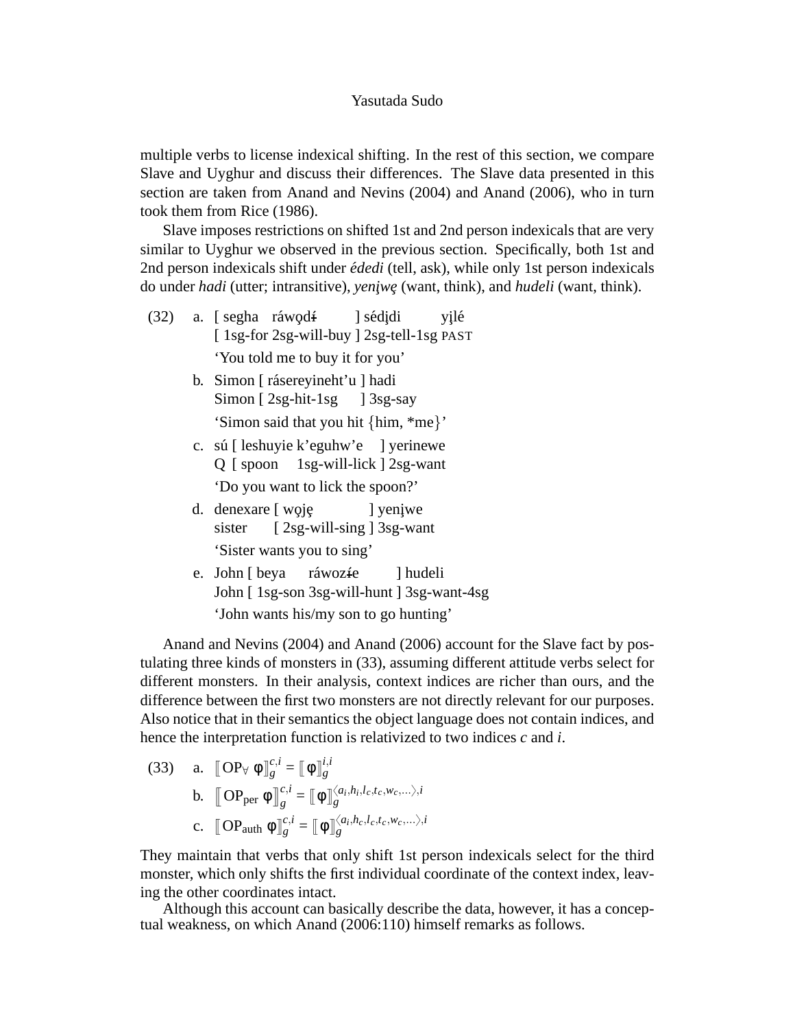multiple verbs to license indexical shifting. In the rest of this section, we compare Slave and Uyghur and discuss their differences. The Slave data presented in this section are taken from Anand and Nevins (2004) and Anand (2006), who in turn took them from Rice (1986).

Slave imposes restrictions on shifted 1st and 2nd person indexicals that are very similar to Uyghur we observed in the previous section. Specifically, both 1st and 2nd person indexicals shift under *édedi* (tell, ask), while only 1st person indexicals do under *hadi* (utter; intransitive), *yenįwę* (want, think), and *hudeli* (want, think).

(32) a. [ segha ráwǫdɨ́ ] sédįdi yįlé
  [ 1sg-for 2sg-will-buy ] 2sg-tell-1sg PAST
  'You told me to buy it for you'

b. Simon [ rásereyineht'u ] hadi
  Simon [ 2sg-hit-1sg ] 3sg-say
  'Simon said that you hit {him, \*me}'

c. sú [ leshuyie k'eguhw'e ] yerinewe
  Q [ spoon 1sg-will-lick ] 2sg-want
  'Do you want to lick the spoon?'

d. denexare [ wǫję ] yenįwe
  sister [ 2sg-will-sing ] 3sg-want
  'Sister wants you to sing'

e. John [ beya ráwozɨ́e ] hudeli
  John [ 1sg-son 3sg-will-hunt ] 3sg-want-4sg
  'John wants his/my son to go hunting'

Anand and Nevins (2004) and Anand (2006) account for the Slave fact by postulating three kinds of monsters in (33), assuming different attitude verbs select for different monsters. In their analysis, context indices are richer than ours, and the difference between the first two monsters are not directly relevant for our purposes. Also notice that in their semantics the object language does not contain indices, and hence the interpretation function is relativized to two indices *c* and *i*.

(33) a. $[\![ \text{OP}_\forall\ \phi ]\!]_g^{c,i} = [\![ \phi ]\!]_g^{i,i}$

b. $[\![ \text{OP}_{\text{per}}\ \phi ]\!]_g^{c,i} = [\![ \phi ]\!]_g^{\langle a_i, h_i, l_c, t_c, w_c, \ldots \rangle, i}$

c. $[\![ \text{OP}_{\text{auth}}\ \phi ]\!]_g^{c,i} = [\![ \phi ]\!]_g^{\langle a_i, h_c, l_c, t_c, w_c, \ldots \rangle, i}$

They maintain that verbs that only shift 1st person indexicals select for the third monster, which only shifts the first individual coordinate of the context index, leaving the other coordinates intact.

Although this account can basically describe the data, however, it has a conceptual weakness, on which Anand (2006:110) himself remarks as follows.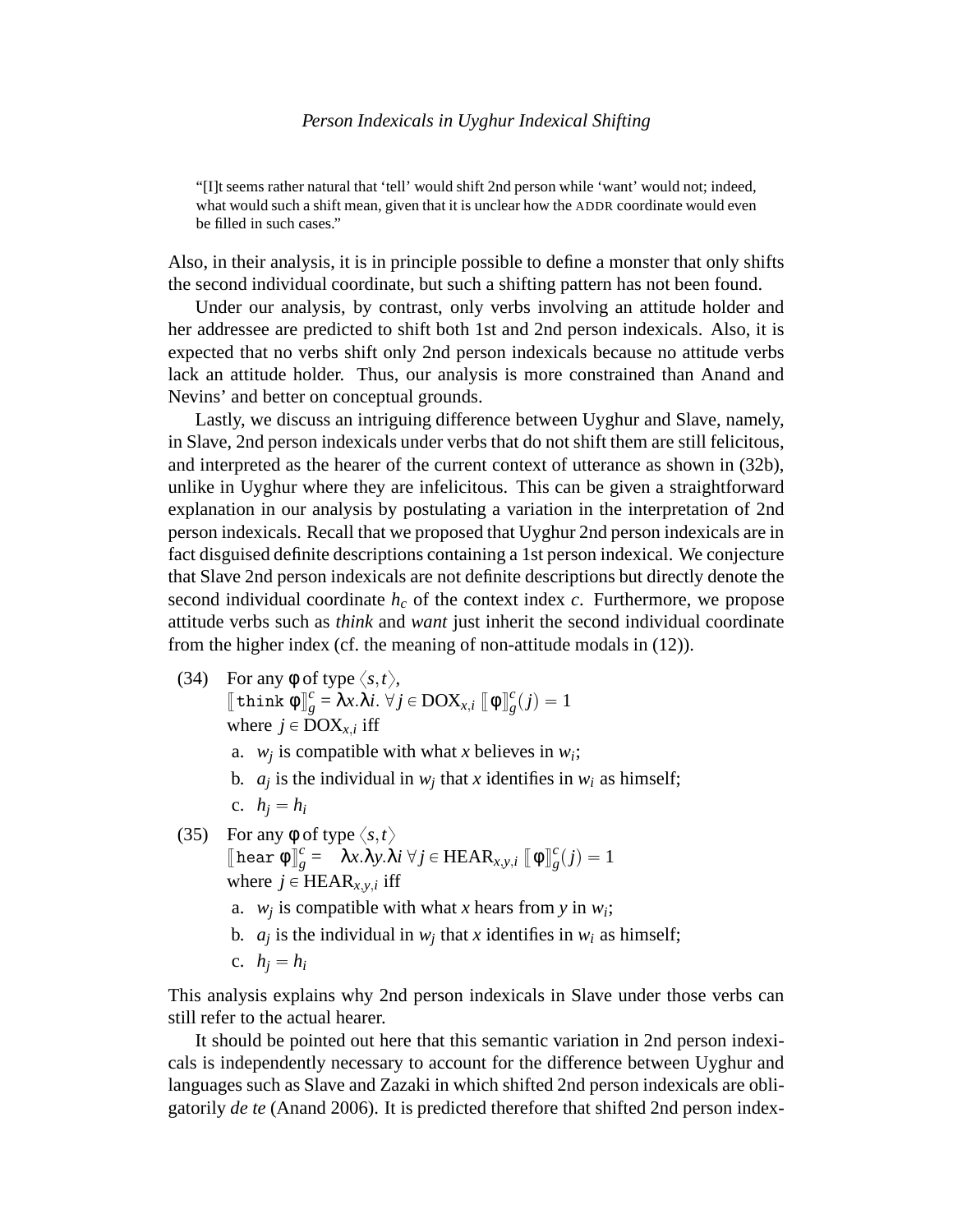> "[I]t seems rather natural that 'tell' would shift 2nd person while 'want' would not; indeed, what would such a shift mean, given that it is unclear how the ADDR coordinate would even be filled in such cases."

Also, in their analysis, it is in principle possible to define a monster that only shifts the second individual coordinate, but such a shifting pattern has not been found.

Under our analysis, by contrast, only verbs involving an attitude holder and her addressee are predicted to shift both 1st and 2nd person indexicals. Also, it is expected that no verbs shift only 2nd person indexicals because no attitude verbs lack an attitude holder. Thus, our analysis is more constrained than Anand and Nevins' and better on conceptual grounds.

Lastly, we discuss an intriguing difference between Uyghur and Slave, namely, in Slave, 2nd person indexicals under verbs that do not shift them are still felicitous, and interpreted as the hearer of the current context of utterance as shown in (32b), unlike in Uyghur where they are infelicitous. This can be given a straightforward explanation in our analysis by postulating a variation in the interpretation of 2nd person indexicals. Recall that we proposed that Uyghur 2nd person indexicals are in fact disguised definite descriptions containing a 1st person indexical. We conjecture that Slave 2nd person indexicals are not definite descriptions but directly denote the second individual coordinate $h_c$ of the context index $c$. Furthermore, we propose attitude verbs such as *think* and *want* just inherit the second individual coordinate from the higher index (cf. the meaning of non-attitude modals in (12)).

(34) For any $\phi$ of type $\langle s,t\rangle$,
$[\![\texttt{think}\ \phi]\!]^c_g = \lambda x.\lambda i.\ \forall j \in \mathrm{DOX}_{x,i}\ [\![\phi]\!]^c_g(j) = 1$
where $j \in \mathrm{DOX}_{x,i}$ iff

a. $w_j$ is compatible with what $x$ believes in $w_i$;

b. $a_j$ is the individual in $w_j$ that $x$ identifies in $w_i$ as himself;

c. $h_j = h_i$

(35) For any $\phi$ of type $\langle s,t\rangle$
$[\![\texttt{hear}\ \phi]\!]^c_g = \lambda x.\lambda y.\lambda i\ \forall j \in \mathrm{HEAR}_{x,y,i}\ [\![\phi]\!]^c_g(j) = 1$
where $j \in \mathrm{HEAR}_{x,y,i}$ iff

a. $w_j$ is compatible with what $x$ hears from $y$ in $w_i$;

b. $a_j$ is the individual in $w_j$ that $x$ identifies in $w_i$ as himself;

c. $h_j = h_i$

This analysis explains why 2nd person indexicals in Slave under those verbs can still refer to the actual hearer.

It should be pointed out here that this semantic variation in 2nd person indexicals is independently necessary to account for the difference between Uyghur and languages such as Slave and Zazaki in which shifted 2nd person indexicals are obligatorily *de te* (Anand 2006). It is predicted therefore that shifted 2nd person index-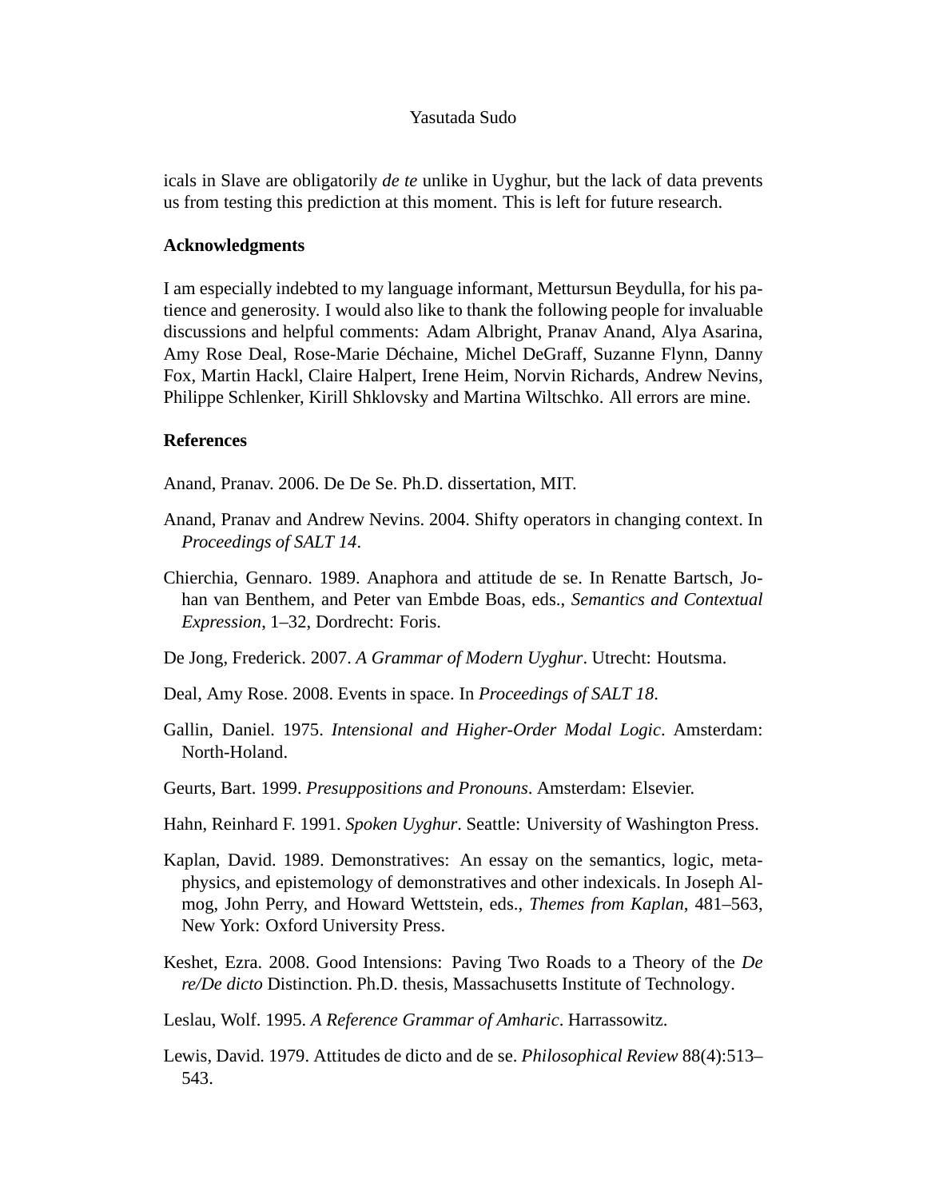icals in Slave are obligatorily *de te* unlike in Uyghur, but the lack of data prevents us from testing this prediction at this moment. This is left for future research.

## Acknowledgments

I am especially indebted to my language informant, Mettursun Beydulla, for his patience and generosity. I would also like to thank the following people for invaluable discussions and helpful comments: Adam Albright, Pranav Anand, Alya Asarina, Amy Rose Deal, Rose-Marie Déchaine, Michel DeGraff, Suzanne Flynn, Danny Fox, Martin Hackl, Claire Halpert, Irene Heim, Norvin Richards, Andrew Nevins, Philippe Schlenker, Kirill Shklovsky and Martina Wiltschko. All errors are mine.

## References

Anand, Pranav. 2006. De De Se. Ph.D. dissertation, MIT.

Anand, Pranav and Andrew Nevins. 2004. Shifty operators in changing context. In *Proceedings of SALT 14*.

Chierchia, Gennaro. 1989. Anaphora and attitude de se. In Renatte Bartsch, Johan van Benthem, and Peter van Embde Boas, eds., *Semantics and Contextual Expression*, 1–32, Dordrecht: Foris.

De Jong, Frederick. 2007. *A Grammar of Modern Uyghur*. Utrecht: Houtsma.

Deal, Amy Rose. 2008. Events in space. In *Proceedings of SALT 18*.

Gallin, Daniel. 1975. *Intensional and Higher-Order Modal Logic*. Amsterdam: North-Holand.

Geurts, Bart. 1999. *Presuppositions and Pronouns*. Amsterdam: Elsevier.

Hahn, Reinhard F. 1991. *Spoken Uyghur*. Seattle: University of Washington Press.

Kaplan, David. 1989. Demonstratives: An essay on the semantics, logic, metaphysics, and epistemology of demonstratives and other indexicals. In Joseph Almog, John Perry, and Howard Wettstein, eds., *Themes from Kaplan*, 481–563, New York: Oxford University Press.

Keshet, Ezra. 2008. Good Intensions: Paving Two Roads to a Theory of the *De re/De dicto* Distinction. Ph.D. thesis, Massachusetts Institute of Technology.

Leslau, Wolf. 1995. *A Reference Grammar of Amharic*. Harrassowitz.

Lewis, David. 1979. Attitudes de dicto and de se. *Philosophical Review* 88(4):513–543.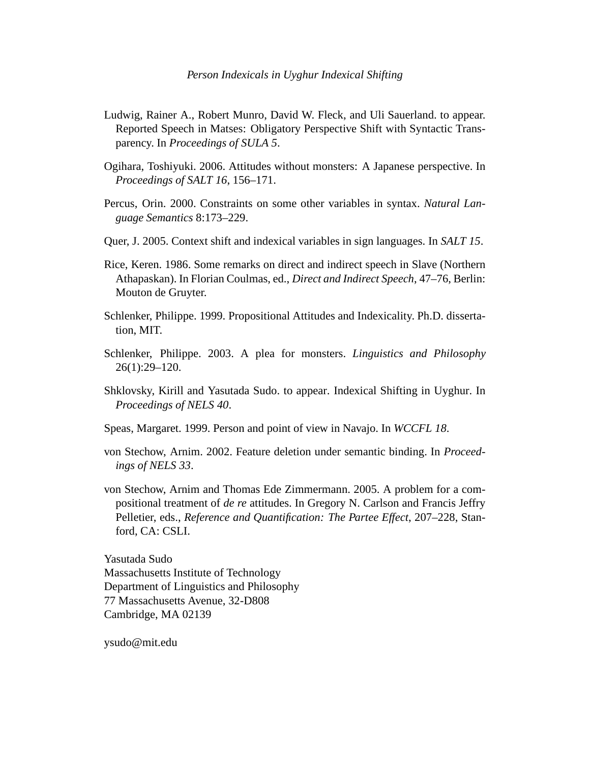Ludwig, Rainer A., Robert Munro, David W. Fleck, and Uli Sauerland. to appear. Reported Speech in Matses: Obligatory Perspective Shift with Syntactic Transparency. In *Proceedings of SULA 5*.

Ogihara, Toshiyuki. 2006. Attitudes without monsters: A Japanese perspective. In *Proceedings of SALT 16*, 156–171.

Percus, Orin. 2000. Constraints on some other variables in syntax. *Natural Language Semantics* 8:173–229.

Quer, J. 2005. Context shift and indexical variables in sign languages. In *SALT 15*.

Rice, Keren. 1986. Some remarks on direct and indirect speech in Slave (Northern Athapaskan). In Florian Coulmas, ed., *Direct and Indirect Speech*, 47–76, Berlin: Mouton de Gruyter.

Schlenker, Philippe. 1999. Propositional Attitudes and Indexicality. Ph.D. dissertation, MIT.

Schlenker, Philippe. 2003. A plea for monsters. *Linguistics and Philosophy* 26(1):29–120.

Shklovsky, Kirill and Yasutada Sudo. to appear. Indexical Shifting in Uyghur. In *Proceedings of NELS 40*.

Speas, Margaret. 1999. Person and point of view in Navajo. In *WCCFL 18*.

von Stechow, Arnim. 2002. Feature deletion under semantic binding. In *Proceedings of NELS 33*.

von Stechow, Arnim and Thomas Ede Zimmermann. 2005. A problem for a compositional treatment of *de re* attitudes. In Gregory N. Carlson and Francis Jeffry Pelletier, eds., *Reference and Quantification: The Partee Effect*, 207–228, Stanford, CA: CSLI.

Yasutada Sudo
Massachusetts Institute of Technology
Department of Linguistics and Philosophy
77 Massachusetts Avenue, 32-D808
Cambridge, MA 02139

ysudo@mit.edu